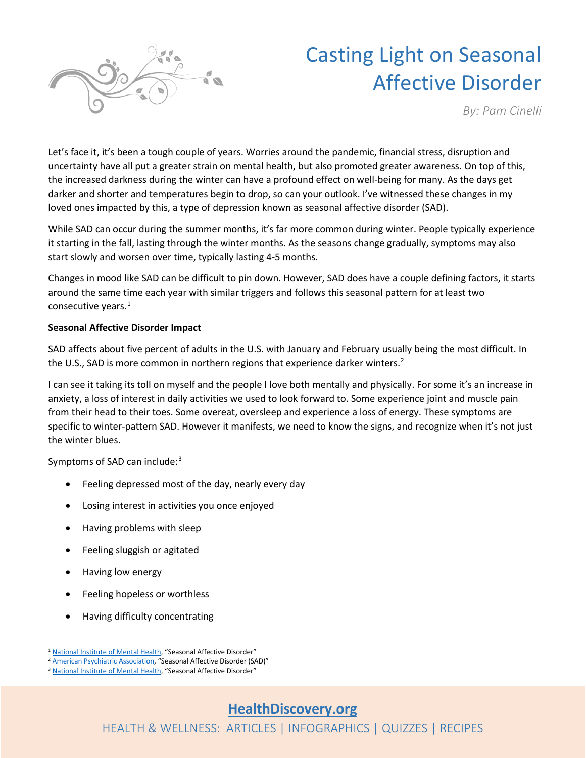# Casting Light on Seasonal Affective Disorder

*By: Pam Cinelli*

Let's face it, it's been a tough couple of years. Worries around the pandemic, financial stress, disruption and uncertainty have all put a greater strain on mental health, but also promoted greater awareness. On top of this, the increased darkness during the winter can have a profound effect on well-being for many. As the days get darker and shorter and temperatures begin to drop, so can your outlook. I've witnessed these changes in my loved ones impacted by this, a type of depression known as seasonal affective disorder (SAD).

While SAD can occur during the summer months, it's far more common during winter. People typically experience it starting in the fall, lasting through the winter months. As the seasons change gradually, symptoms may also start slowly and worsen over time, typically lasting 4-5 months.

Changes in mood like SAD can be difficult to pin down. However, SAD does have a couple defining factors, it starts around the same time each year with similar triggers and follows this seasonal pattern for at least two consecutive years.[1]

**Seasonal Affective Disorder Impact**

SAD affects about five percent of adults in the U.S. with January and February usually being the most difficult. In the U.S., SAD is more common in northern regions that experience darker winters.[2]

I can see it taking its toll on myself and the people I love both mentally and physically. For some it's an increase in anxiety, a loss of interest in daily activities we used to look forward to. Some experience joint and muscle pain from their head to their toes. Some overeat, oversleep and experience a loss of energy. These symptoms are specific to winter-pattern SAD. However it manifests, we need to know the signs, and recognize when it's not just the winter blues.

Symptoms of SAD can include:[3]

- Feeling depressed most of the day, nearly every day
- Losing interest in activities you once enjoyed
- Having problems with sleep
- Feeling sluggish or agitated
- Having low energy
- Feeling hopeless or worthless
- Having difficulty concentrating

[1] National Institute of Mental Health, "Seasonal Affective Disorder"
[2] American Psychiatric Association, "Seasonal Affective Disorder (SAD)"
[3] National Institute of Mental Health, "Seasonal Affective Disorder"

**HealthDiscovery.org**

HEALTH & WELLNESS: ARTICLES | INFOGRAPHICS | QUIZZES | RECIPES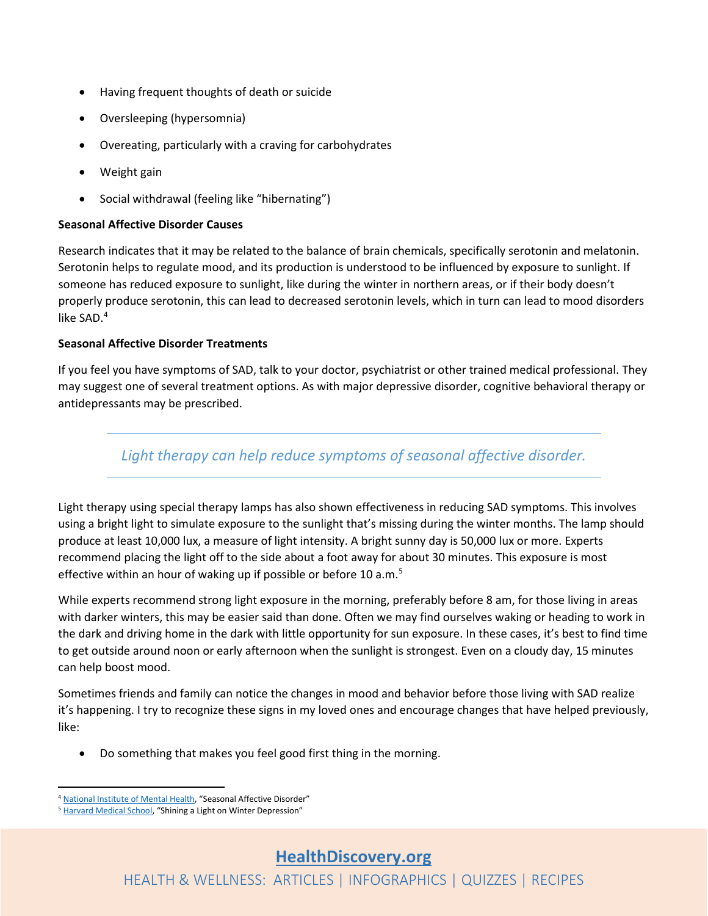- Having frequent thoughts of death or suicide
- Oversleeping (hypersomnia)
- Overeating, particularly with a craving for carbohydrates
- Weight gain
- Social withdrawal (feeling like "hibernating")

**Seasonal Affective Disorder Causes**

Research indicates that it may be related to the balance of brain chemicals, specifically serotonin and melatonin. Serotonin helps to regulate mood, and its production is understood to be influenced by exposure to sunlight. If someone has reduced exposure to sunlight, like during the winter in northern areas, or if their body doesn't properly produce serotonin, this can lead to decreased serotonin levels, which in turn can lead to mood disorders like SAD.[4]

**Seasonal Affective Disorder Treatments**

If you feel you have symptoms of SAD, talk to your doctor, psychiatrist or other trained medical professional. They may suggest one of several treatment options. As with major depressive disorder, cognitive behavioral therapy or antidepressants may be prescribed.

> *Light therapy can help reduce symptoms of seasonal affective disorder.*

Light therapy using special therapy lamps has also shown effectiveness in reducing SAD symptoms. This involves using a bright light to simulate exposure to the sunlight that's missing during the winter months. The lamp should produce at least 10,000 lux, a measure of light intensity. A bright sunny day is 50,000 lux or more. Experts recommend placing the light off to the side about a foot away for about 30 minutes. This exposure is most effective within an hour of waking up if possible or before 10 a.m.[5]

While experts recommend strong light exposure in the morning, preferably before 8 am, for those living in areas with darker winters, this may be easier said than done. Often we may find ourselves waking or heading to work in the dark and driving home in the dark with little opportunity for sun exposure. In these cases, it's best to find time to get outside around noon or early afternoon when the sunlight is strongest. Even on a cloudy day, 15 minutes can help boost mood.

Sometimes friends and family can notice the changes in mood and behavior before those living with SAD realize it's happening. I try to recognize these signs in my loved ones and encourage changes that have helped previously, like:

- Do something that makes you feel good first thing in the morning.

---

[4] National Institute of Mental Health, "Seasonal Affective Disorder"

[5] Harvard Medical School, "Shining a Light on Winter Depression"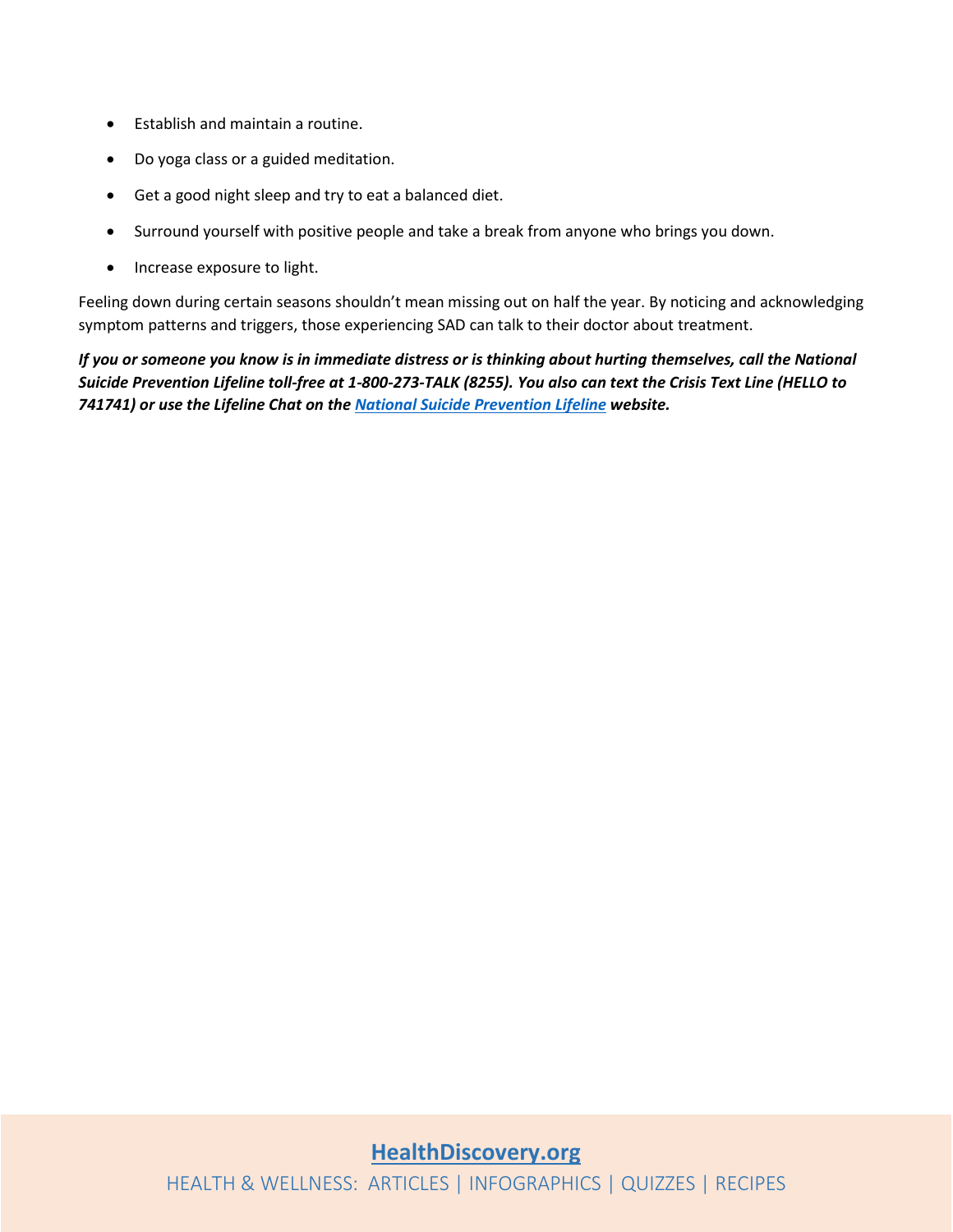- Establish and maintain a routine.
- Do yoga class or a guided meditation.
- Get a good night sleep and try to eat a balanced diet.
- Surround yourself with positive people and take a break from anyone who brings you down.
- Increase exposure to light.

Feeling down during certain seasons shouldn't mean missing out on half the year. By noticing and acknowledging symptom patterns and triggers, those experiencing SAD can talk to their doctor about treatment.

***If you or someone you know is in immediate distress or is thinking about hurting themselves, call the National Suicide Prevention Lifeline toll-free at 1-800-273-TALK (8255). You also can text the Crisis Text Line (HELLO to 741741) or use the Lifeline Chat on the National Suicide Prevention Lifeline website.***